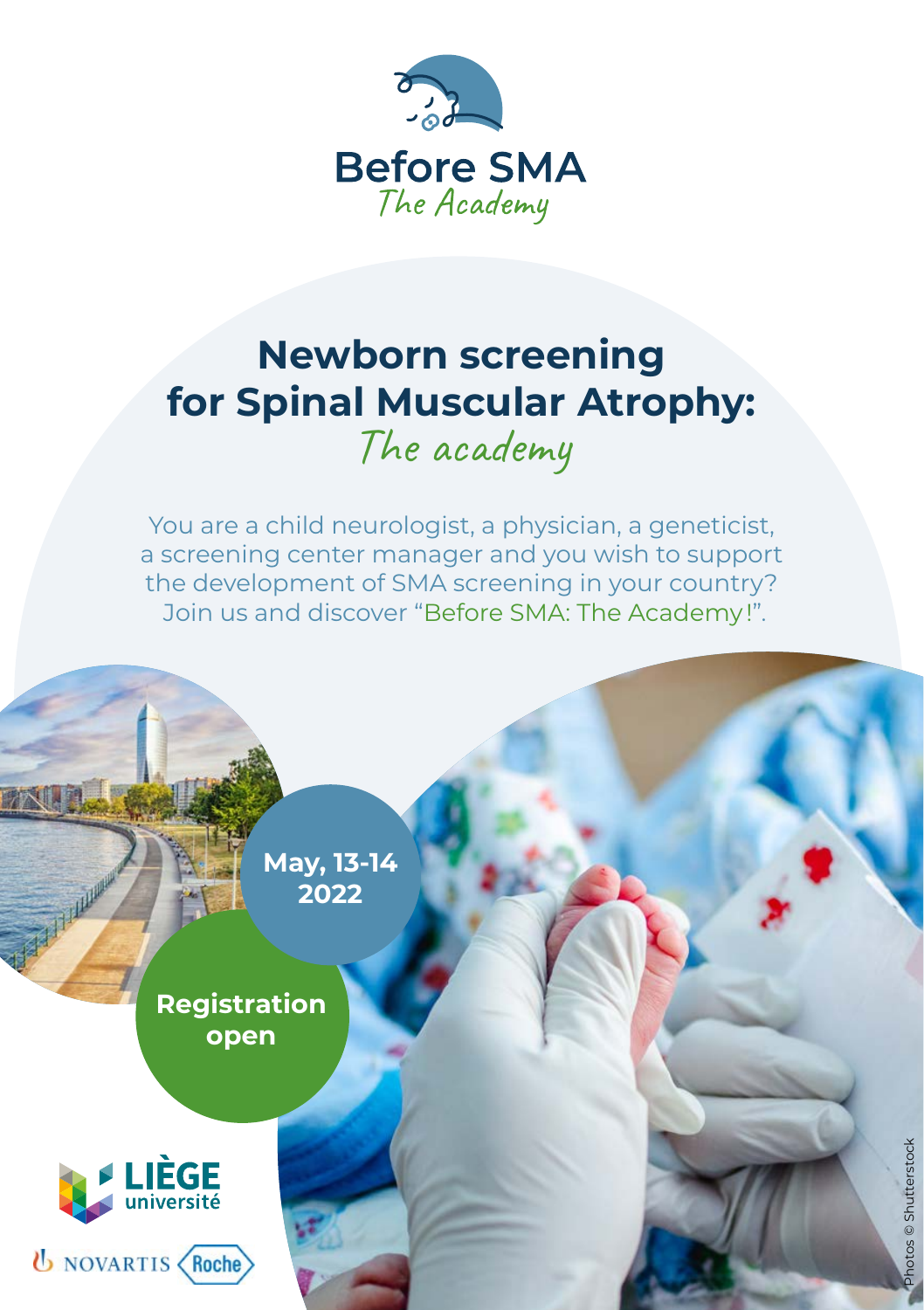# Before SMA

*The Academy*

# Newborn screening for Spinal Muscular Atrophy:

*The academy*

You are a child neurologist, a physician, a geneticist, a screening center manager and you wish to support the development of SMA screening in your country? Join us and discover "Before SMA: The Academy!".

**May, 13-14 2022**

**Registration open**

LIÈGE université

NOVARTIS Roche

Photos © Shutterstock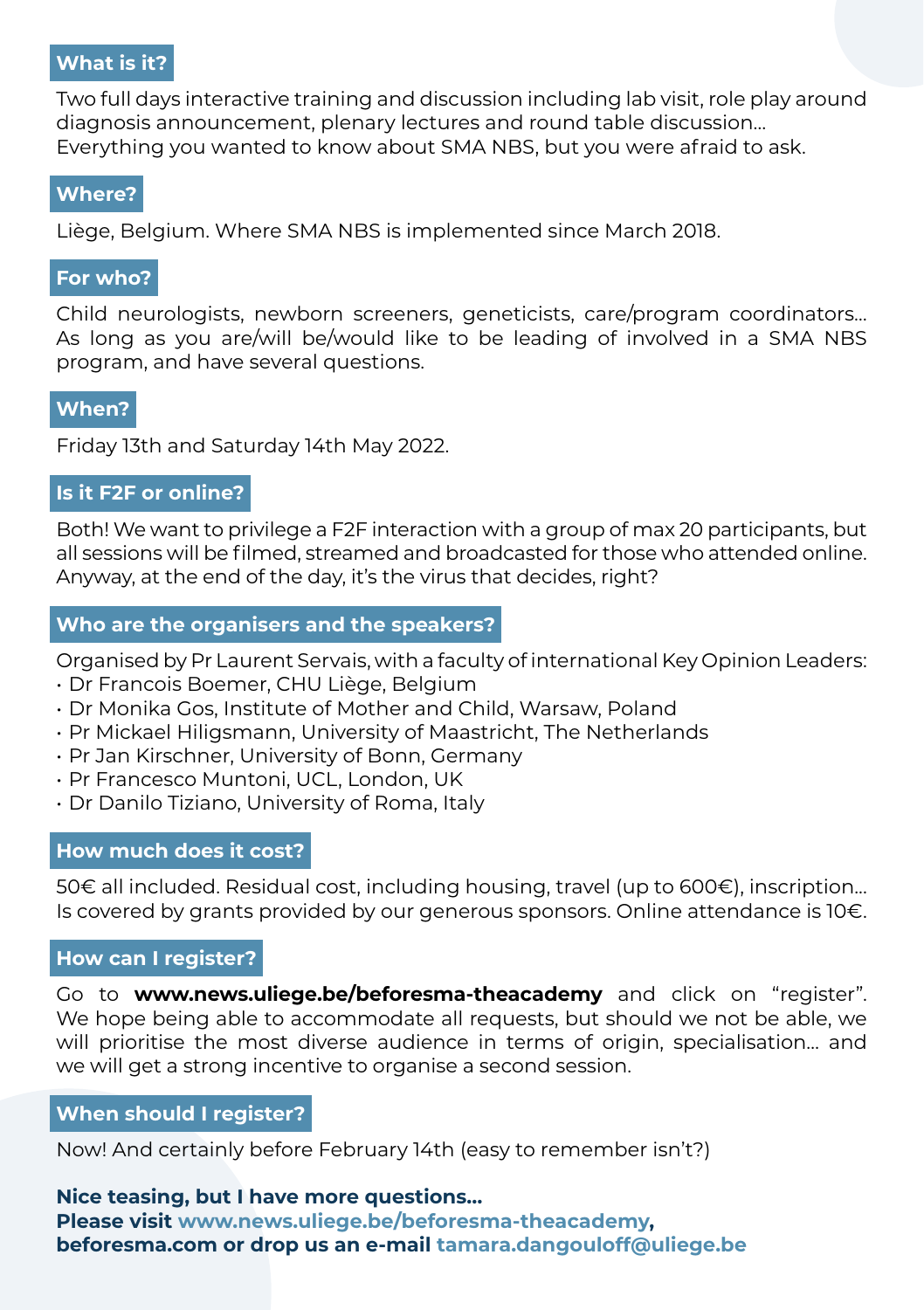## What is it?

Two full days interactive training and discussion including lab visit, role play around diagnosis announcement, plenary lectures and round table discussion…
Everything you wanted to know about SMA NBS, but you were afraid to ask.

## Where?

Liège, Belgium. Where SMA NBS is implemented since March 2018.

## For who?

Child neurologists, newborn screeners, geneticists, care/program coordinators… As long as you are/will be/would like to be leading of involved in a SMA NBS program, and have several questions.

## When?

Friday 13th and Saturday 14th May 2022.

## Is it F2F or online?

Both! We want to privilege a F2F interaction with a group of max 20 participants, but all sessions will be filmed, streamed and broadcasted for those who attended online. Anyway, at the end of the day, it's the virus that decides, right?

## Who are the organisers and the speakers?

Organised by Pr Laurent Servais, with a faculty of international Key Opinion Leaders:

- Dr Francois Boemer, CHU Liège, Belgium
- Dr Monika Gos, Institute of Mother and Child, Warsaw, Poland
- Pr Mickael Hiligsmann, University of Maastricht, The Netherlands
- Pr Jan Kirschner, University of Bonn, Germany
- Pr Francesco Muntoni, UCL, London, UK
- Dr Danilo Tiziano, University of Roma, Italy

## How much does it cost?

50€ all included. Residual cost, including housing, travel (up to 600€), inscription… Is covered by grants provided by our generous sponsors. Online attendance is 10€.

## How can I register?

Go to **www.news.uliege.be/beforesma-theacademy** and click on "register". We hope being able to accommodate all requests, but should we not be able, we will prioritise the most diverse audience in terms of origin, specialisation… and we will get a strong incentive to organise a second session.

## When should I register?

Now! And certainly before February 14th (easy to remember isn't?)

**Nice teasing, but I have more questions…**
**Please visit www.news.uliege.be/beforesma-theacademy,**
**beforesma.com or drop us an e-mail tamara.dangouloff@uliege.be**